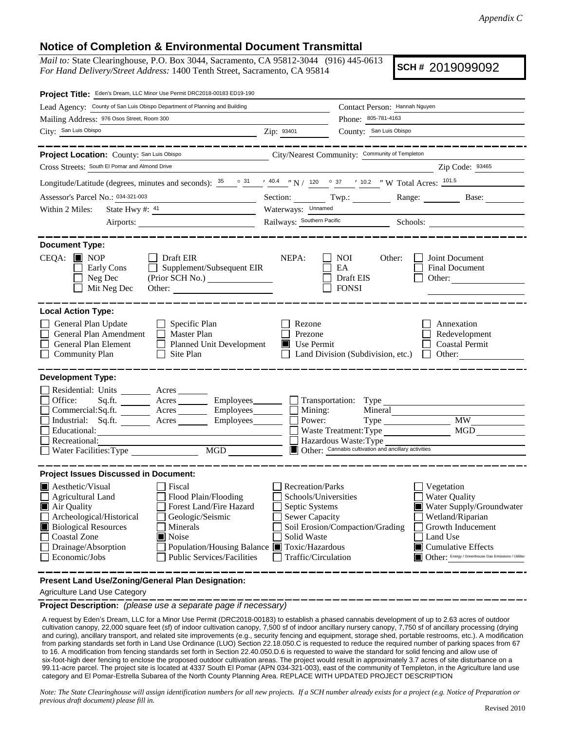*Appendix C*

## Notice of Completion & Environmental Document Transmittal

*Mail to:* State Clearinghouse, P.O. Box 3044, Sacramento, CA 95812-3044 (916) 445-0613
*For Hand Delivery/Street Address:* 1400 Tenth Street, Sacramento, CA 95814

**SCH #** 2019099092

**Project Title:** Eden's Dream, LLC Minor Use Permit DRC2018-00183 ED19-190

Lead Agency: County of San Luis Obispo Department of Planning and Building
Contact Person: Hannah Nguyen
Mailing Address: 976 Osos Street, Room 300
Phone: 805-781-4163
City: San Luis Obispo
Zip: 93401
County: San Luis Obispo

---

**Project Location:** County: San Luis Obispo
City/Nearest Community: Community of Templeton
Cross Streets: South El Pomar and Almond Drive
Zip Code: 93465

Longitude/Latitude (degrees, minutes and seconds): 35 ° 31 ′ 40.4 ″ N / 120 ° 37 ′ 10.2 ″ W Total Acres: 101.5

Assessor's Parcel No.: 034-321-003
Section: ____ Twp.: ____ Range: ____ Base: ____

Within 2 Miles: State Hwy #: 41
Waterways: Unnamed
Airports: ____
Railways: Southern Pacific
Schools: ____

---

**Document Type:**

CEQA: ☒ NOP ☐ Early Cons ☐ Neg Dec ☐ Mit Neg Dec ☐ Draft EIR ☐ Supplement/Subsequent EIR (Prior SCH No.) ____ Other: ____

NEPA: ☐ NOI ☐ EA ☐ Draft EIS ☐ FONSI

Other: ☐ Joint Document ☐ Final Document ☐ Other: ____

---

**Local Action Type:**

☐ General Plan Update ☐ General Plan Amendment ☐ General Plan Element ☐ Community Plan ☐ Specific Plan ☐ Master Plan ☐ Planned Unit Development ☐ Site Plan ☐ Rezone ☐ Prezone ☒ Use Permit ☐ Land Division (Subdivision, etc.) ☐ Annexation ☐ Redevelopment ☐ Coastal Permit ☐ Other: ____

---

**Development Type:**

☐ Residential: Units ____ Acres ____
☐ Office: Sq.ft. ____ Acres ____ Employees ____
☐ Commercial: Sq.ft. ____ Acres ____ Employees ____
☐ Industrial: Sq.ft. ____ Acres ____ Employees ____
☐ Educational: ____
☐ Recreational: ____
☐ Water Facilities: Type ____ MGD ____
☐ Transportation: Type ____
☐ Mining: Mineral ____
☐ Power: Type ____ MW ____
☐ Waste Treatment: Type ____ MGD ____
☐ Hazardous Waste: Type ____
☒ Other: Cannabis cultivation and ancillary activities

---

**Project Issues Discussed in Document:**

☒ Aesthetic/Visual
☐ Agricultural Land
☒ Air Quality
☐ Archeological/Historical
☒ Biological Resources
☐ Coastal Zone
☐ Drainage/Absorption
☐ Economic/Jobs
☐ Fiscal
☐ Flood Plain/Flooding
☐ Forest Land/Fire Hazard
☐ Geologic/Seismic
☐ Minerals
☒ Noise
☐ Population/Housing Balance
☐ Public Services/Facilities
☐ Recreation/Parks
☐ Schools/Universities
☐ Septic Systems
☐ Sewer Capacity
☐ Soil Erosion/Compaction/Grading
☐ Solid Waste
☒ Toxic/Hazardous
☐ Traffic/Circulation
☐ Vegetation
☐ Water Quality
☒ Water Supply/Groundwater
☐ Wetland/Riparian
☐ Growth Inducement
☐ Land Use
☒ Cumulative Effects
☒ Other: Energy / Greenhouse Gas Emissions / Utilities

---

**Present Land Use/Zoning/General Plan Designation:**

Agriculture Land Use Category

**Project Description:** *(please use a separate page if necessary)*

A request by Eden's Dream, LLC for a Minor Use Permit (DRC2018-00183) to establish a phased cannabis development of up to 2.63 acres of outdoor cultivation canopy, 22,000 square feet (sf) of indoor cultivation canopy, 7,500 sf of indoor ancillary nursery canopy, 7,750 sf of ancillary processing (drying and curing), ancillary transport, and related site improvements (e.g., security fencing and equipment, storage shed, portable restrooms, etc.). A modification from parking standards set forth in Land Use Ordinance (LUO) Section 22.18.050.C is requested to reduce the required number of parking spaces from 67 to 16. A modification from fencing standards set forth in Section 22.40.050.D.6 is requested to waive the standard for solid fencing and allow use of six-foot-high deer fencing to enclose the proposed outdoor cultivation areas. The project would result in approximately 3.7 acres of site disturbance on a 99.11-acre parcel. The project site is located at 4337 South El Pomar (APN 034-321-003), east of the community of Templeton, in the Agriculture land use category and El Pomar-Estrella Subarea of the North County Planning Area. REPLACE WITH UPDATED PROJECT DESCRIPTION

*Note: The State Clearinghouse will assign identification numbers for all new projects. If a SCH number already exists for a project (e.g. Notice of Preparation or previous draft document) please fill in.*

Revised 2010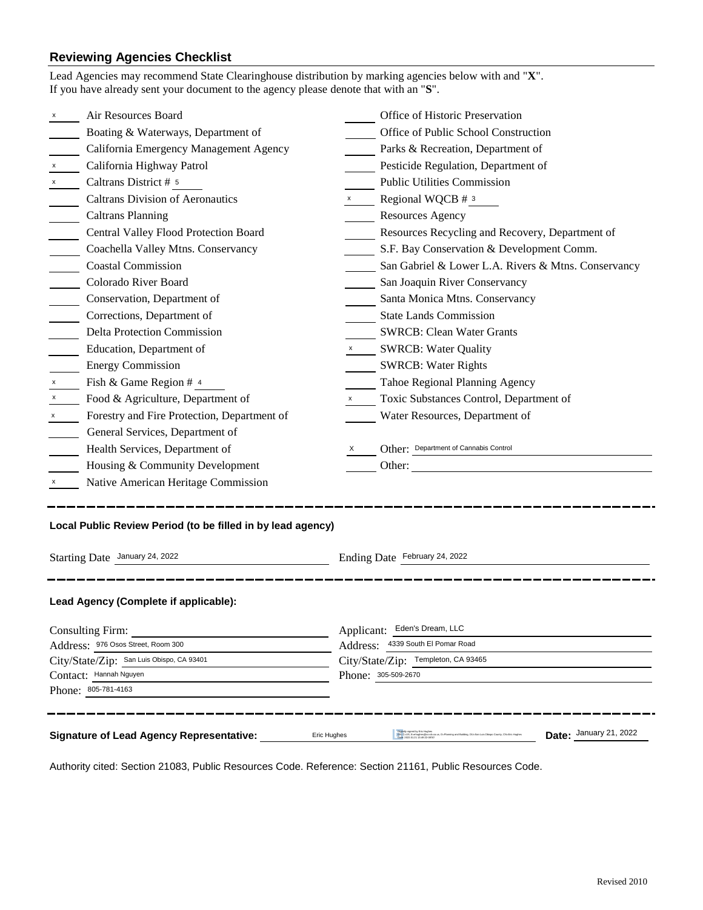## Reviewing Agencies Checklist

Lead Agencies may recommend State Clearinghouse distribution by marking agencies below with and "**X**".
If you have already sent your document to the agency please denote that with an "**S**".

| | | | |
|---|---|---|---|
| x | Air Resources Board | | Office of Historic Preservation |
| | Boating & Waterways, Department of | | Office of Public School Construction |
| | California Emergency Management Agency | | Parks & Recreation, Department of |
| x | California Highway Patrol | | Pesticide Regulation, Department of |
| x | Caltrans District # 5 | | Public Utilities Commission |
| | Caltrans Division of Aeronautics | x | Regional WQCB # 3 |
| | Caltrans Planning | | Resources Agency |
| | Central Valley Flood Protection Board | | Resources Recycling and Recovery, Department of |
| | Coachella Valley Mtns. Conservancy | | S.F. Bay Conservation & Development Comm. |
| | Coastal Commission | | San Gabriel & Lower L.A. Rivers & Mtns. Conservancy |
| | Colorado River Board | | San Joaquin River Conservancy |
| | Conservation, Department of | | Santa Monica Mtns. Conservancy |
| | Corrections, Department of | | State Lands Commission |
| | Delta Protection Commission | | SWRCB: Clean Water Grants |
| | Education, Department of | x | SWRCB: Water Quality |
| | Energy Commission | | SWRCB: Water Rights |
| x | Fish & Game Region # 4 | | Tahoe Regional Planning Agency |
| x | Food & Agriculture, Department of | x | Toxic Substances Control, Department of |
| x | Forestry and Fire Protection, Department of | | Water Resources, Department of |
| | General Services, Department of | | |
| | Health Services, Department of | X | Other: Department of Cannabis Control |
| | Housing & Community Development | | Other: |
| x | Native American Heritage Commission | | |

---

**Local Public Review Period (to be filled in by lead agency)**

Starting Date January 24, 2022

Ending Date February 24, 2022

---

**Lead Agency (Complete if applicable):**

Consulting Firm:
Address: 976 Osos Street, Room 300
City/State/Zip: San Luis Obispo, CA 93401
Contact: Hannah Nguyen
Phone: 805-781-4163

Applicant: Eden's Dream, LLC
Address: 4339 South El Pomar Road
City/State/Zip: Templeton, CA 93465
Phone: 305-509-2670

---

**Signature of Lead Agency Representative:** Eric Hughes **Date:** January 21, 2022

Authority cited: Section 21083, Public Resources Code. Reference: Section 21161, Public Resources Code.

Revised 2010